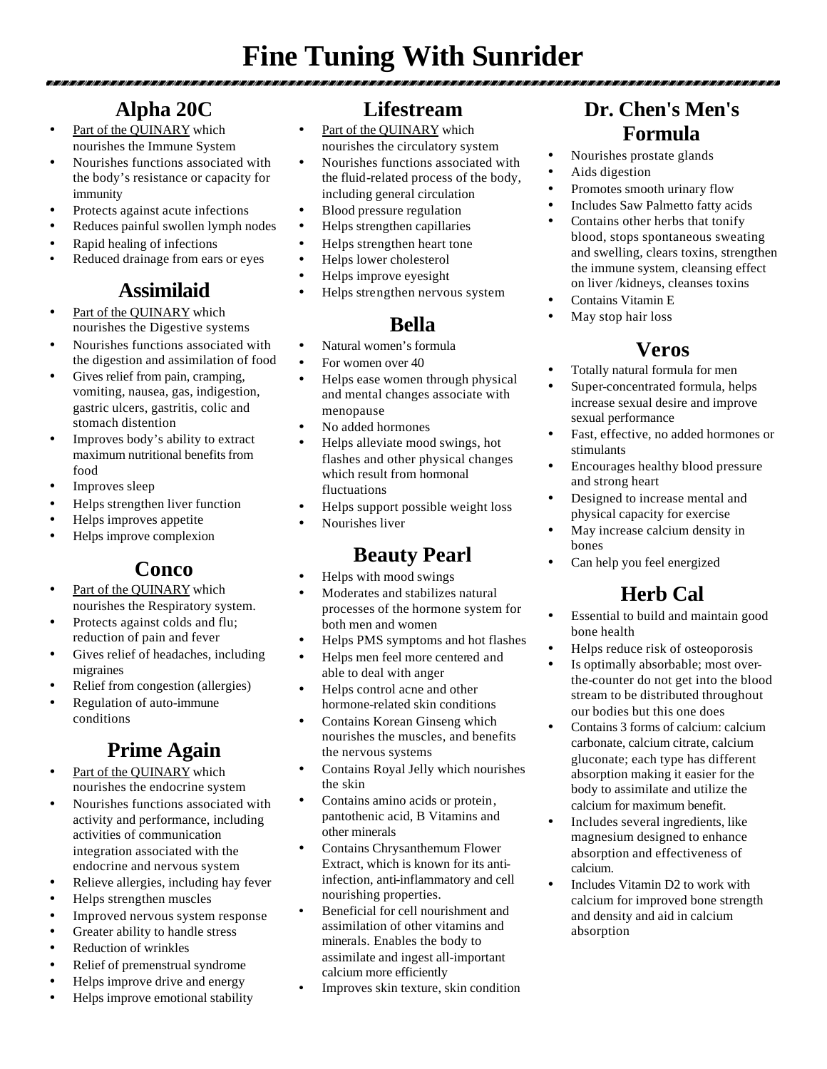# Fine Tuning With Sunrider

## Alpha 20C

- Part of the QUINARY which nourishes the Immune System
- Nourishes functions associated with the body's resistance or capacity for immunity
- Protects against acute infections
- Reduces painful swollen lymph nodes
- Rapid healing of infections
- Reduced drainage from ears or eyes

## Assimilaid

- Part of the QUINARY which nourishes the Digestive systems
- Nourishes functions associated with the digestion and assimilation of food
- Gives relief from pain, cramping, vomiting, nausea, gas, indigestion, gastric ulcers, gastritis, colic and stomach distention
- Improves body's ability to extract maximum nutritional benefits from food
- Improves sleep
- Helps strengthen liver function
- Helps improves appetite
- Helps improve complexion

## Conco

- Part of the QUINARY which nourishes the Respiratory system.
- Protects against colds and flu; reduction of pain and fever
- Gives relief of headaches, including migraines
- Relief from congestion (allergies)
- Regulation of auto-immune conditions

## Prime Again

- Part of the QUINARY which nourishes the endocrine system
- Nourishes functions associated with activity and performance, including activities of communication integration associated with the endocrine and nervous system
- Relieve allergies, including hay fever
- Helps strengthen muscles
- Improved nervous system response
- Greater ability to handle stress
- Reduction of wrinkles
- Relief of premenstrual syndrome
- Helps improve drive and energy
- Helps improve emotional stability

## Lifestream

- Part of the QUINARY which nourishes the circulatory system
- Nourishes functions associated with the fluid-related process of the body, including general circulation
- Blood pressure regulation
- Helps strengthen capillaries
- Helps strengthen heart tone
- Helps lower cholesterol
- Helps improve eyesight
- Helps strengthen nervous system

## Bella

- Natural women's formula
- For women over 40
- Helps ease women through physical and mental changes associate with menopause
- No added hormones
- Helps alleviate mood swings, hot flashes and other physical changes which result from hormonal fluctuations
- Helps support possible weight loss
- Nourishes liver

## Beauty Pearl

- Helps with mood swings
- Moderates and stabilizes natural processes of the hormone system for both men and women
- Helps PMS symptoms and hot flashes
- Helps men feel more centered and able to deal with anger
- Helps control acne and other hormone-related skin conditions
- Contains Korean Ginseng which nourishes the muscles, and benefits the nervous systems
- Contains Royal Jelly which nourishes the skin
- Contains amino acids or protein, pantothenic acid, B Vitamins and other minerals
- Contains Chrysanthemum Flower Extract, which is known for its anti-infection, anti-inflammatory and cell nourishing properties.
- Beneficial for cell nourishment and assimilation of other vitamins and minerals. Enables the body to assimilate and ingest all-important calcium more efficiently
- Improves skin texture, skin condition

## Dr. Chen's Men's Formula

- Nourishes prostate glands
- Aids digestion
- Promotes smooth urinary flow
- Includes Saw Palmetto fatty acids
- Contains other herbs that tonify blood, stops spontaneous sweating and swelling, clears toxins, strengthen the immune system, cleansing effect on liver /kidneys, cleanses toxins
- Contains Vitamin E
- May stop hair loss

## Veros

- Totally natural formula for men
- Super-concentrated formula, helps increase sexual desire and improve sexual performance
- Fast, effective, no added hormones or stimulants
- Encourages healthy blood pressure and strong heart
- Designed to increase mental and physical capacity for exercise
- May increase calcium density in bones
- Can help you feel energized

## Herb Cal

- Essential to build and maintain good bone health
- Helps reduce risk of osteoporosis
- Is optimally absorbable; most over-the-counter do not get into the blood stream to be distributed throughout our bodies but this one does
- Contains 3 forms of calcium: calcium carbonate, calcium citrate, calcium gluconate; each type has different absorption making it easier for the body to assimilate and utilize the calcium for maximum benefit.
- Includes several ingredients, like magnesium designed to enhance absorption and effectiveness of calcium.
- Includes Vitamin D2 to work with calcium for improved bone strength and density and aid in calcium absorption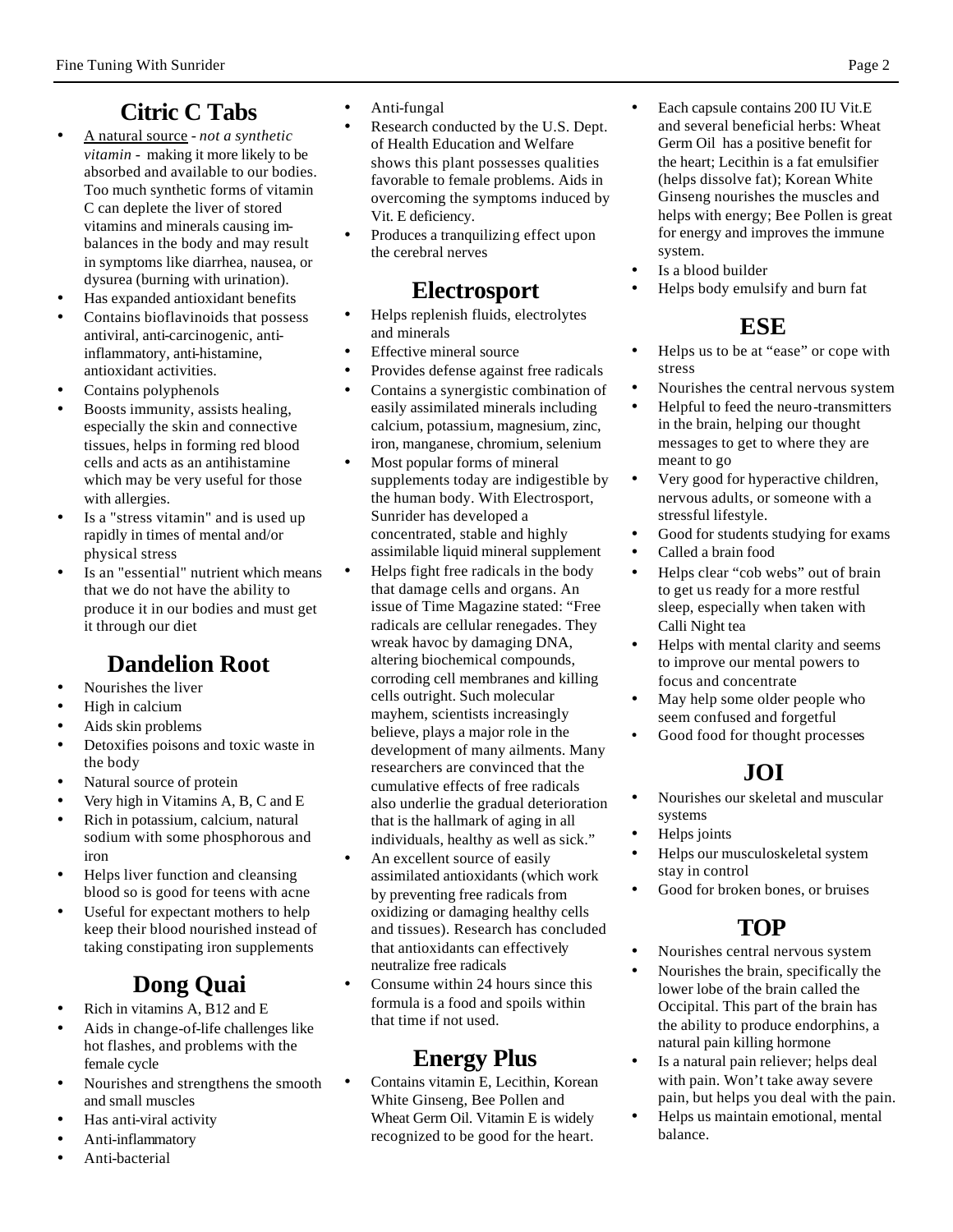## Citric C Tabs

- A natural source - *not a synthetic vitamin* - making it more likely to be absorbed and available to our bodies. Too much synthetic forms of vitamin C can deplete the liver of stored vitamins and minerals causing imbalances in the body and may result in symptoms like diarrhea, nausea, or dysurea (burning with urination).
- Has expanded antioxidant benefits
- Contains bioflavinoids that possess antiviral, anti-carcinogenic, anti-inflammatory, anti-histamine, antioxidant activities.
- Contains polyphenols
- Boosts immunity, assists healing, especially the skin and connective tissues, helps in forming red blood cells and acts as an antihistamine which may be very useful for those with allergies.
- Is a "stress vitamin" and is used up rapidly in times of mental and/or physical stress
- Is an "essential" nutrient which means that we do not have the ability to produce it in our bodies and must get it through our diet

## Dandelion Root

- Nourishes the liver
- High in calcium
- Aids skin problems
- Detoxifies poisons and toxic waste in the body
- Natural source of protein
- Very high in Vitamins A, B, C and E
- Rich in potassium, calcium, natural sodium with some phosphorous and iron
- Helps liver function and cleansing blood so is good for teens with acne
- Useful for expectant mothers to help keep their blood nourished instead of taking constipating iron supplements

## Dong Quai

- Rich in vitamins A, B12 and E
- Aids in change-of-life challenges like hot flashes, and problems with the female cycle
- Nourishes and strengthens the smooth and small muscles
- Has anti-viral activity
- Anti-inflammatory
- Anti-bacterial
- Anti-fungal
- Research conducted by the U.S. Dept. of Health Education and Welfare shows this plant possesses qualities favorable to female problems. Aids in overcoming the symptoms induced by Vit. E deficiency.
- Produces a tranquilizing effect upon the cerebral nerves

## Electrosport

- Helps replenish fluids, electrolytes and minerals
- Effective mineral source
- Provides defense against free radicals
- Contains a synergistic combination of easily assimilated minerals including calcium, potassium, magnesium, zinc, iron, manganese, chromium, selenium
- Most popular forms of mineral supplements today are indigestible by the human body. With Electrosport, Sunrider has developed a concentrated, stable and highly assimilable liquid mineral supplement
- Helps fight free radicals in the body that damage cells and organs. An issue of Time Magazine stated: "Free radicals are cellular renegades. They wreak havoc by damaging DNA, altering biochemical compounds, corroding cell membranes and killing cells outright. Such molecular mayhem, scientists increasingly believe, plays a major role in the development of many ailments. Many researchers are convinced that the cumulative effects of free radicals also underlie the gradual deterioration that is the hallmark of aging in all individuals, healthy as well as sick."
- An excellent source of easily assimilated antioxidants (which work by preventing free radicals from oxidizing or damaging healthy cells and tissues). Research has concluded that antioxidants can effectively neutralize free radicals
- Consume within 24 hours since this formula is a food and spoils within that time if not used.

## Energy Plus

- Contains vitamin E, Lecithin, Korean White Ginseng, Bee Pollen and Wheat Germ Oil. Vitamin E is widely recognized to be good for the heart.
- Each capsule contains 200 IU Vit.E and several beneficial herbs: Wheat Germ Oil has a positive benefit for the heart; Lecithin is a fat emulsifier (helps dissolve fat); Korean White Ginseng nourishes the muscles and helps with energy; Bee Pollen is great for energy and improves the immune system.
- Is a blood builder
- Helps body emulsify and burn fat

## ESE

- Helps us to be at "ease" or cope with stress
- Nourishes the central nervous system
- Helpful to feed the neuro-transmitters in the brain, helping our thought messages to get to where they are meant to go
- Very good for hyperactive children, nervous adults, or someone with a stressful lifestyle.
- Good for students studying for exams
- Called a brain food
- Helps clear "cob webs" out of brain to get us ready for a more restful sleep, especially when taken with Calli Night tea
- Helps with mental clarity and seems to improve our mental powers to focus and concentrate
- May help some older people who seem confused and forgetful
- Good food for thought processes

## JOI

- Nourishes our skeletal and muscular systems
- Helps joints
- Helps our musculoskeletal system stay in control
- Good for broken bones, or bruises

## TOP

- Nourishes central nervous system
- Nourishes the brain, specifically the lower lobe of the brain called the Occipital. This part of the brain has the ability to produce endorphins, a natural pain killing hormone
- Is a natural pain reliever; helps deal with pain. Won't take away severe pain, but helps you deal with the pain.
- Helps us maintain emotional, mental balance.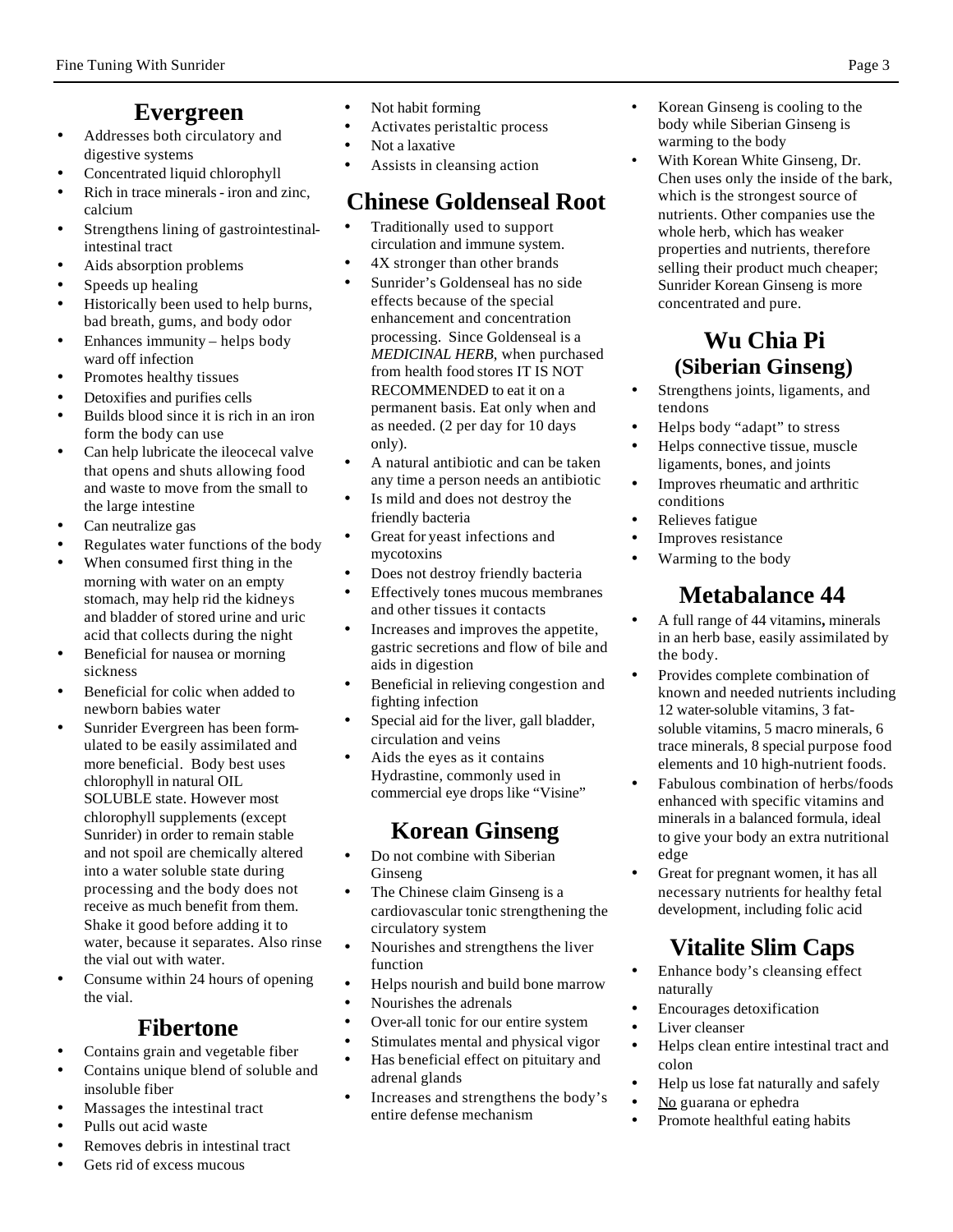## Evergreen

- Addresses both circulatory and digestive systems
- Concentrated liquid chlorophyll
- Rich in trace minerals - iron and zinc, calcium
- Strengthens lining of gastrointestinal-intestinal tract
- Aids absorption problems
- Speeds up healing
- Historically been used to help burns, bad breath, gums, and body odor
- Enhances immunity – helps body ward off infection
- Promotes healthy tissues
- Detoxifies and purifies cells
- Builds blood since it is rich in an iron form the body can use
- Can help lubricate the ileocecal valve that opens and shuts allowing food and waste to move from the small to the large intestine
- Can neutralize gas
- Regulates water functions of the body
- When consumed first thing in the morning with water on an empty stomach, may help rid the kidneys and bladder of stored urine and uric acid that collects during the night
- Beneficial for nausea or morning sickness
- Beneficial for colic when added to newborn babies water
- Sunrider Evergreen has been formulated to be easily assimilated and more beneficial. Body best uses chlorophyll in natural OIL SOLUBLE state. However most chlorophyll supplements (except Sunrider) in order to remain stable and not spoil are chemically altered into a water soluble state during processing and the body does not receive as much benefit from them. Shake it good before adding it to water, because it separates. Also rinse the vial out with water.
- Consume within 24 hours of opening the vial.

## Fibertone

- Contains grain and vegetable fiber
- Contains unique blend of soluble and insoluble fiber
- Massages the intestinal tract
- Pulls out acid waste
- Removes debris in intestinal tract
- Gets rid of excess mucous
- Not habit forming
- Activates peristaltic process
- Not a laxative
- Assists in cleansing action

## Chinese Goldenseal Root

- Traditionally used to support circulation and immune system.
- 4X stronger than other brands
- Sunrider's Goldenseal has no side effects because of the special enhancement and concentration processing. Since Goldenseal is a *MEDICINAL HERB*, when purchased from health food stores IT IS NOT RECOMMENDED to eat it on a permanent basis. Eat only when and as needed. (2 per day for 10 days only).
- A natural antibiotic and can be taken any time a person needs an antibiotic
- Is mild and does not destroy the friendly bacteria
- Great for yeast infections and mycotoxins
- Does not destroy friendly bacteria
- Effectively tones mucous membranes and other tissues it contacts
- Increases and improves the appetite, gastric secretions and flow of bile and aids in digestion
- Beneficial in relieving congestion and fighting infection
- Special aid for the liver, gall bladder, circulation and veins
- Aids the eyes as it contains Hydrastine, commonly used in commercial eye drops like "Visine"

## Korean Ginseng

- Do not combine with Siberian Ginseng
- The Chinese claim Ginseng is a cardiovascular tonic strengthening the circulatory system
- Nourishes and strengthens the liver function
- Helps nourish and build bone marrow
- Nourishes the adrenals
- Over-all tonic for our entire system
- Stimulates mental and physical vigor
- Has beneficial effect on pituitary and adrenal glands
- Increases and strengthens the body's entire defense mechanism
- Korean Ginseng is cooling to the body while Siberian Ginseng is warming to the body
- With Korean White Ginseng, Dr. Chen uses only the inside of the bark, which is the strongest source of nutrients. Other companies use the whole herb, which has weaker properties and nutrients, therefore selling their product much cheaper; Sunrider Korean Ginseng is more concentrated and pure.

## Wu Chia Pi (Siberian Ginseng)

- Strengthens joints, ligaments, and tendons
- Helps body "adapt" to stress
- Helps connective tissue, muscle ligaments, bones, and joints
- Improves rheumatic and arthritic conditions
- Relieves fatigue
- Improves resistance
- Warming to the body

## Metabalance 44

- A full range of 44 vitamins**,** minerals in an herb base, easily assimilated by the body.
- Provides complete combination of known and needed nutrients including 12 water-soluble vitamins, 3 fat-soluble vitamins, 5 macro minerals, 6 trace minerals, 8 special purpose food elements and 10 high-nutrient foods.
- Fabulous combination of herbs/foods enhanced with specific vitamins and minerals in a balanced formula, ideal to give your body an extra nutritional edge
- Great for pregnant women, it has all necessary nutrients for healthy fetal development, including folic acid

## Vitalite Slim Caps

- Enhance body's cleansing effect naturally
- Encourages detoxification
- Liver cleanser
- Helps clean entire intestinal tract and colon
- Help us lose fat naturally and safely
- <u>No</u> guarana or ephedra
- Promote healthful eating habits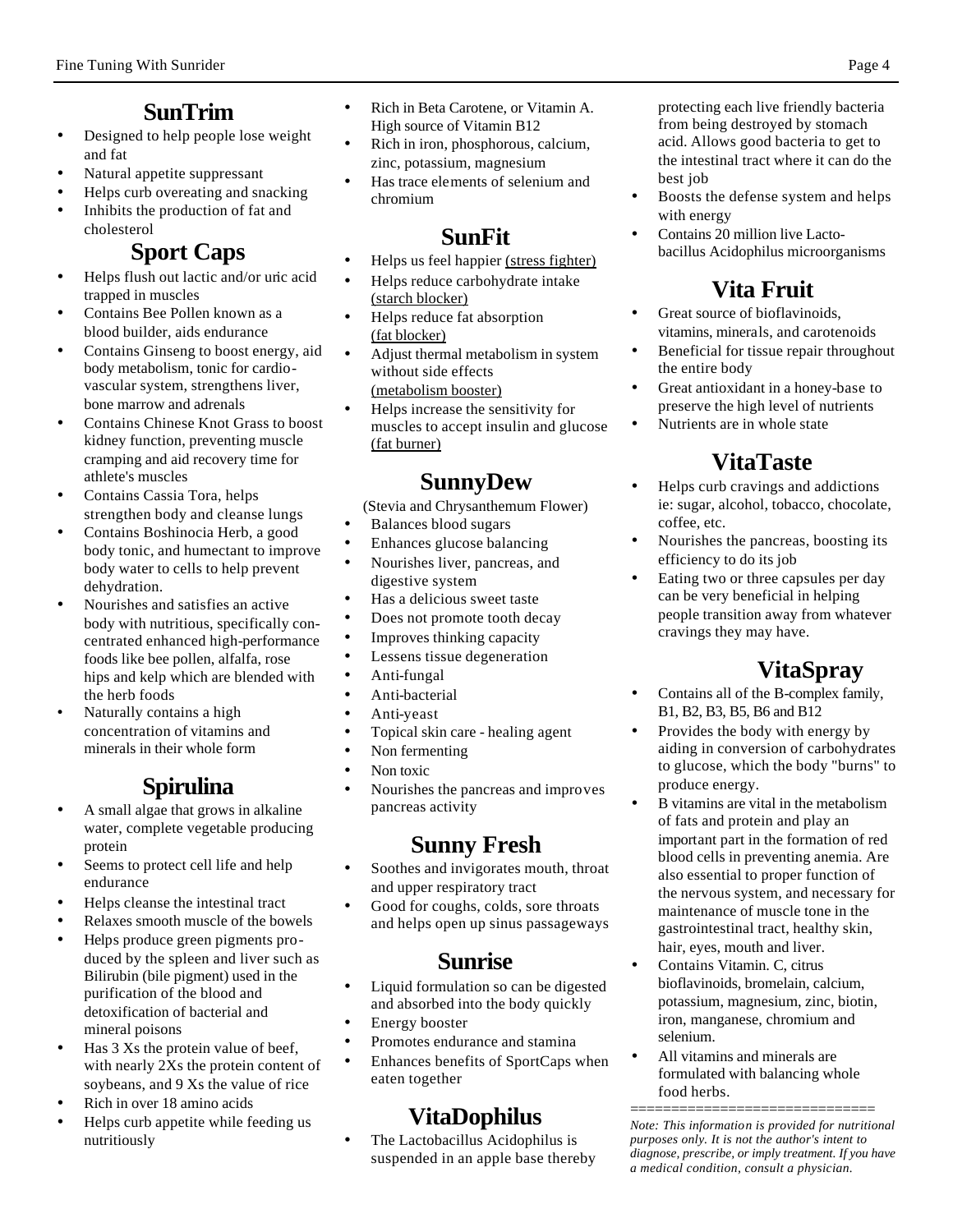## SunTrim

- Designed to help people lose weight and fat
- Natural appetite suppressant
- Helps curb overeating and snacking
- Inhibits the production of fat and cholesterol

## Sport Caps

- Helps flush out lactic and/or uric acid trapped in muscles
- Contains Bee Pollen known as a blood builder, aids endurance
- Contains Ginseng to boost energy, aid body metabolism, tonic for cardio-vascular system, strengthens liver, bone marrow and adrenals
- Contains Chinese Knot Grass to boost kidney function, preventing muscle cramping and aid recovery time for athlete's muscles
- Contains Cassia Tora, helps strengthen body and cleanse lungs
- Contains Boshinocia Herb, a good body tonic, and humectant to improve body water to cells to help prevent dehydration.
- Nourishes and satisfies an active body with nutritious, specifically concentrated enhanced high-performance foods like bee pollen, alfalfa, rose hips and kelp which are blended with the herb foods
- Naturally contains a high concentration of vitamins and minerals in their whole form

## Spirulina

- A small algae that grows in alkaline water, complete vegetable producing protein
- Seems to protect cell life and help endurance
- Helps cleanse the intestinal tract
- Relaxes smooth muscle of the bowels
- Helps produce green pigments produced by the spleen and liver such as Bilirubin (bile pigment) used in the purification of the blood and detoxification of bacterial and mineral poisons
- Has 3 Xs the protein value of beef, with nearly 2Xs the protein content of soybeans, and 9 Xs the value of rice
- Rich in over 18 amino acids
- Helps curb appetite while feeding us nutritiously
- Rich in Beta Carotene, or Vitamin A. High source of Vitamin B12
- Rich in iron, phosphorous, calcium, zinc, potassium, magnesium
- Has trace elements of selenium and chromium

## SunFit

- Helps us feel happier (stress fighter)
- Helps reduce carbohydrate intake (starch blocker)
- Helps reduce fat absorption (fat blocker)
- Adjust thermal metabolism in system without side effects (metabolism booster)
- Helps increase the sensitivity for muscles to accept insulin and glucose (fat burner)

## SunnyDew

(Stevia and Chrysanthemum Flower)

- Balances blood sugars
- Enhances glucose balancing
- Nourishes liver, pancreas, and digestive system
- Has a delicious sweet taste
- Does not promote tooth decay
- Improves thinking capacity
- Lessens tissue degeneration
- Anti-fungal
- Anti-bacterial
- Anti-yeast
- Topical skin care - healing agent
- Non fermenting
- Non toxic
- Nourishes the pancreas and improves pancreas activity

## Sunny Fresh

- Soothes and invigorates mouth, throat and upper respiratory tract
- Good for coughs, colds, sore throats and helps open up sinus passageways

## Sunrise

- Liquid formulation so can be digested and absorbed into the body quickly
- Energy booster
- Promotes endurance and stamina
- Enhances benefits of SportCaps when eaten together

## VitaDophilus

- The Lactobacillus Acidophilus is suspended in an apple base thereby protecting each live friendly bacteria from being destroyed by stomach acid. Allows good bacteria to get to the intestinal tract where it can do the best job
- Boosts the defense system and helps with energy
- Contains 20 million live Lactobacillus Acidophilus microorganisms

## Vita Fruit

- Great source of bioflavinoids, vitamins, minerals, and carotenoids
- Beneficial for tissue repair throughout the entire body
- Great antioxidant in a honey-base to preserve the high level of nutrients
- Nutrients are in whole state

## VitaTaste

- Helps curb cravings and addictions ie: sugar, alcohol, tobacco, chocolate, coffee, etc.
- Nourishes the pancreas, boosting its efficiency to do its job
- Eating two or three capsules per day can be very beneficial in helping people transition away from whatever cravings they may have.

## VitaSpray

- Contains all of the B-complex family, B1, B2, B3, B5, B6 and B12
- Provides the body with energy by aiding in conversion of carbohydrates to glucose, which the body "burns" to produce energy.
- B vitamins are vital in the metabolism of fats and protein and play an important part in the formation of red blood cells in preventing anemia. Are also essential to proper function of the nervous system, and necessary for maintenance of muscle tone in the gastrointestinal tract, healthy skin, hair, eyes, mouth and liver.
- Contains Vitamin. C, citrus bioflavinoids, bromelain, calcium, potassium, magnesium, zinc, biotin, iron, manganese, chromium and selenium.
- All vitamins and minerals are formulated with balancing whole food herbs.

==============================

*Note: This information is provided for nutritional purposes only. It is not the author's intent to diagnose, prescribe, or imply treatment. If you have a medical condition, consult a physician.*